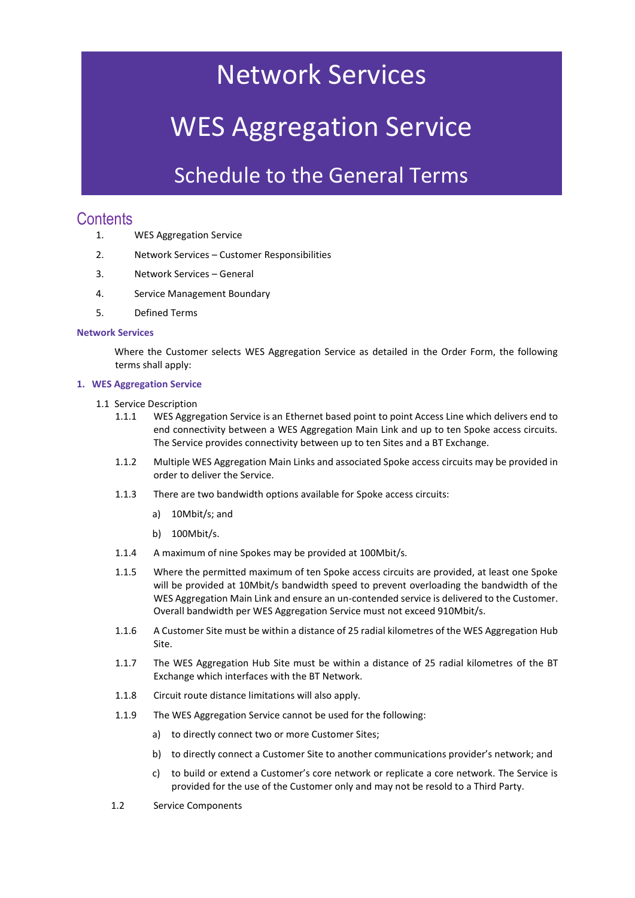# Network Services

# WES Aggregation Service

## Schedule to the General Terms

## Contents

1. WES Aggregation Service
2. Network Services – Customer Responsibilities
3. Network Services – General
4. Service Management Boundary
5. Defined Terms

**Network Services**

Where the Customer selects WES Aggregation Service as detailed in the Order Form, the following terms shall apply:

### 1. WES Aggregation Service

1.1 Service Description

1.1.1 WES Aggregation Service is an Ethernet based point to point Access Line which delivers end to end connectivity between a WES Aggregation Main Link and up to ten Spoke access circuits. The Service provides connectivity between up to ten Sites and a BT Exchange.

1.1.2 Multiple WES Aggregation Main Links and associated Spoke access circuits may be provided in order to deliver the Service.

1.1.3 There are two bandwidth options available for Spoke access circuits:

a) 10Mbit/s; and

b) 100Mbit/s.

1.1.4 A maximum of nine Spokes may be provided at 100Mbit/s.

1.1.5 Where the permitted maximum of ten Spoke access circuits are provided, at least one Spoke will be provided at 10Mbit/s bandwidth speed to prevent overloading the bandwidth of the WES Aggregation Main Link and ensure an un-contended service is delivered to the Customer. Overall bandwidth per WES Aggregation Service must not exceed 910Mbit/s.

1.1.6 A Customer Site must be within a distance of 25 radial kilometres of the WES Aggregation Hub Site.

1.1.7 The WES Aggregation Hub Site must be within a distance of 25 radial kilometres of the BT Exchange which interfaces with the BT Network.

1.1.8 Circuit route distance limitations will also apply.

1.1.9 The WES Aggregation Service cannot be used for the following:

a) to directly connect two or more Customer Sites;

b) to directly connect a Customer Site to another communications provider's network; and

c) to build or extend a Customer's core network or replicate a core network. The Service is provided for the use of the Customer only and may not be resold to a Third Party.

1.2 Service Components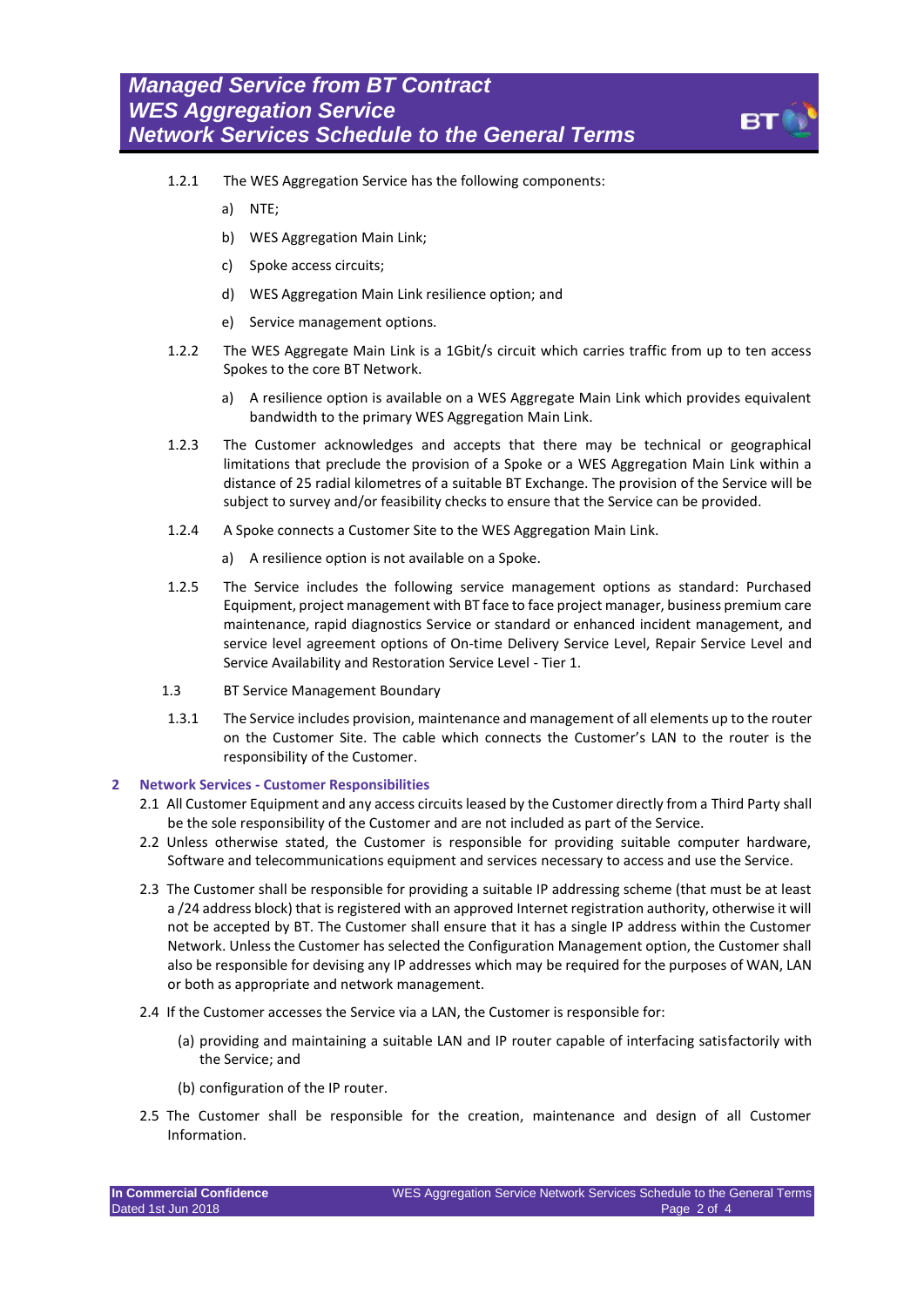1.2.1 The WES Aggregation Service has the following components:

a) NTE;

b) WES Aggregation Main Link;

c) Spoke access circuits;

d) WES Aggregation Main Link resilience option; and

e) Service management options.

1.2.2 The WES Aggregate Main Link is a 1Gbit/s circuit which carries traffic from up to ten access Spokes to the core BT Network.

a) A resilience option is available on a WES Aggregate Main Link which provides equivalent bandwidth to the primary WES Aggregation Main Link.

1.2.3 The Customer acknowledges and accepts that there may be technical or geographical limitations that preclude the provision of a Spoke or a WES Aggregation Main Link within a distance of 25 radial kilometres of a suitable BT Exchange. The provision of the Service will be subject to survey and/or feasibility checks to ensure that the Service can be provided.

1.2.4 A Spoke connects a Customer Site to the WES Aggregation Main Link.

a) A resilience option is not available on a Spoke.

1.2.5 The Service includes the following service management options as standard: Purchased Equipment, project management with BT face to face project manager, business premium care maintenance, rapid diagnostics Service or standard or enhanced incident management, and service level agreement options of On-time Delivery Service Level, Repair Service Level and Service Availability and Restoration Service Level - Tier 1.

1.3 BT Service Management Boundary

1.3.1 The Service includes provision, maintenance and management of all elements up to the router on the Customer Site. The cable which connects the Customer's LAN to the router is the responsibility of the Customer.

## 2 Network Services - Customer Responsibilities

2.1 All Customer Equipment and any access circuits leased by the Customer directly from a Third Party shall be the sole responsibility of the Customer and are not included as part of the Service.

2.2 Unless otherwise stated, the Customer is responsible for providing suitable computer hardware, Software and telecommunications equipment and services necessary to access and use the Service.

2.3 The Customer shall be responsible for providing a suitable IP addressing scheme (that must be at least a /24 address block) that is registered with an approved Internet registration authority, otherwise it will not be accepted by BT. The Customer shall ensure that it has a single IP address within the Customer Network. Unless the Customer has selected the Configuration Management option, the Customer shall also be responsible for devising any IP addresses which may be required for the purposes of WAN, LAN or both as appropriate and network management.

2.4 If the Customer accesses the Service via a LAN, the Customer is responsible for:

(a) providing and maintaining a suitable LAN and IP router capable of interfacing satisfactorily with the Service; and

(b) configuration of the IP router.

2.5 The Customer shall be responsible for the creation, maintenance and design of all Customer Information.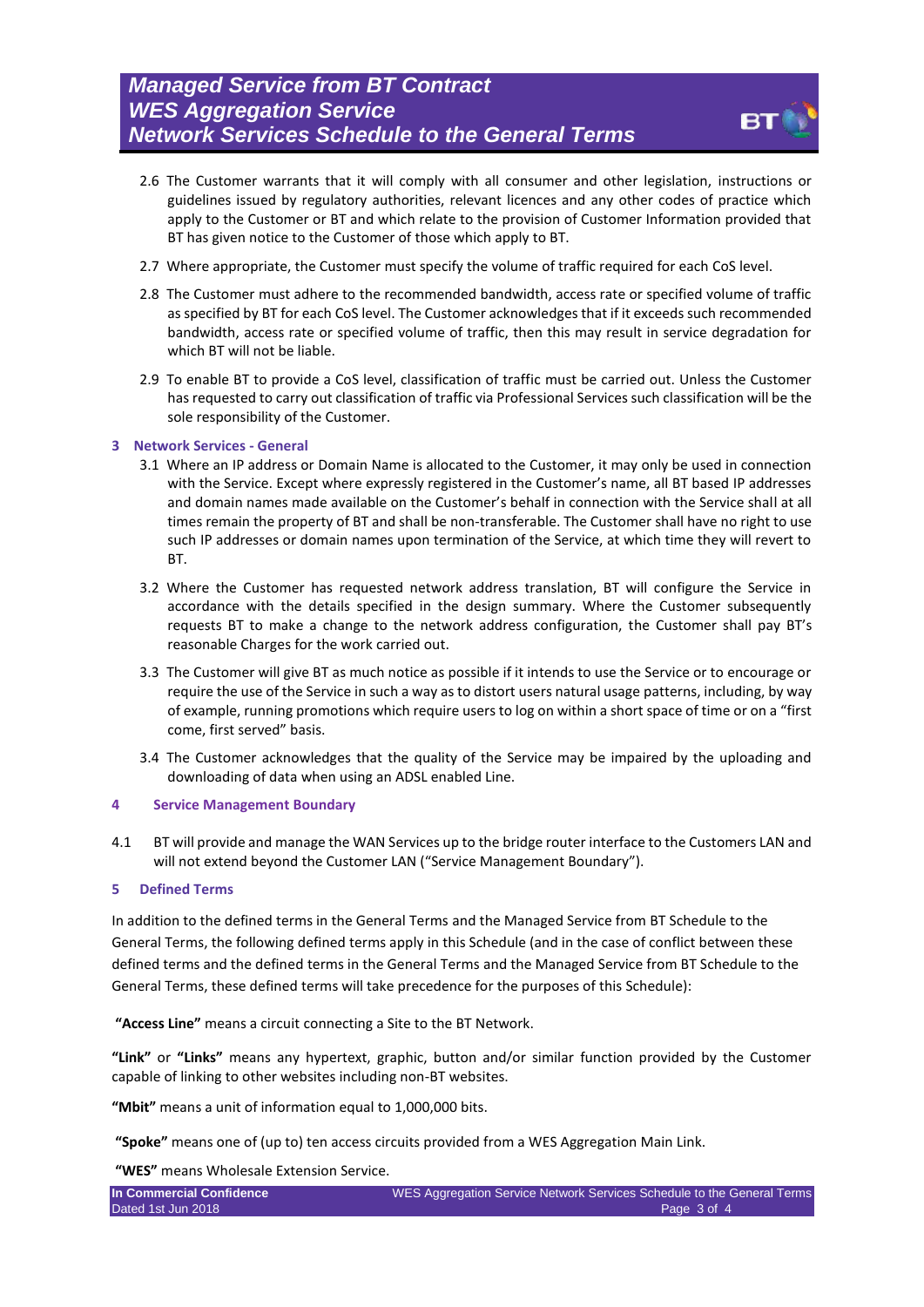2.6 The Customer warrants that it will comply with all consumer and other legislation, instructions or guidelines issued by regulatory authorities, relevant licences and any other codes of practice which apply to the Customer or BT and which relate to the provision of Customer Information provided that BT has given notice to the Customer of those which apply to BT.

2.7 Where appropriate, the Customer must specify the volume of traffic required for each CoS level.

2.8 The Customer must adhere to the recommended bandwidth, access rate or specified volume of traffic as specified by BT for each CoS level. The Customer acknowledges that if it exceeds such recommended bandwidth, access rate or specified volume of traffic, then this may result in service degradation for which BT will not be liable.

2.9 To enable BT to provide a CoS level, classification of traffic must be carried out. Unless the Customer has requested to carry out classification of traffic via Professional Services such classification will be the sole responsibility of the Customer.

## 3 Network Services - General

3.1 Where an IP address or Domain Name is allocated to the Customer, it may only be used in connection with the Service. Except where expressly registered in the Customer's name, all BT based IP addresses and domain names made available on the Customer's behalf in connection with the Service shall at all times remain the property of BT and shall be non-transferable. The Customer shall have no right to use such IP addresses or domain names upon termination of the Service, at which time they will revert to BT.

3.2 Where the Customer has requested network address translation, BT will configure the Service in accordance with the details specified in the design summary. Where the Customer subsequently requests BT to make a change to the network address configuration, the Customer shall pay BT's reasonable Charges for the work carried out.

3.3 The Customer will give BT as much notice as possible if it intends to use the Service or to encourage or require the use of the Service in such a way as to distort users natural usage patterns, including, by way of example, running promotions which require users to log on within a short space of time or on a "first come, first served" basis.

3.4 The Customer acknowledges that the quality of the Service may be impaired by the uploading and downloading of data when using an ADSL enabled Line.

## 4 Service Management Boundary

4.1 BT will provide and manage the WAN Services up to the bridge router interface to the Customers LAN and will not extend beyond the Customer LAN ("Service Management Boundary").

## 5 Defined Terms

In addition to the defined terms in the General Terms and the Managed Service from BT Schedule to the General Terms, the following defined terms apply in this Schedule (and in the case of conflict between these defined terms and the defined terms in the General Terms and the Managed Service from BT Schedule to the General Terms, these defined terms will take precedence for the purposes of this Schedule):

**"Access Line"** means a circuit connecting a Site to the BT Network.

**"Link"** or **"Links"** means any hypertext, graphic, button and/or similar function provided by the Customer capable of linking to other websites including non-BT websites.

**"Mbit"** means a unit of information equal to 1,000,000 bits.

**"Spoke"** means one of (up to) ten access circuits provided from a WES Aggregation Main Link.

**"WES"** means Wholesale Extension Service.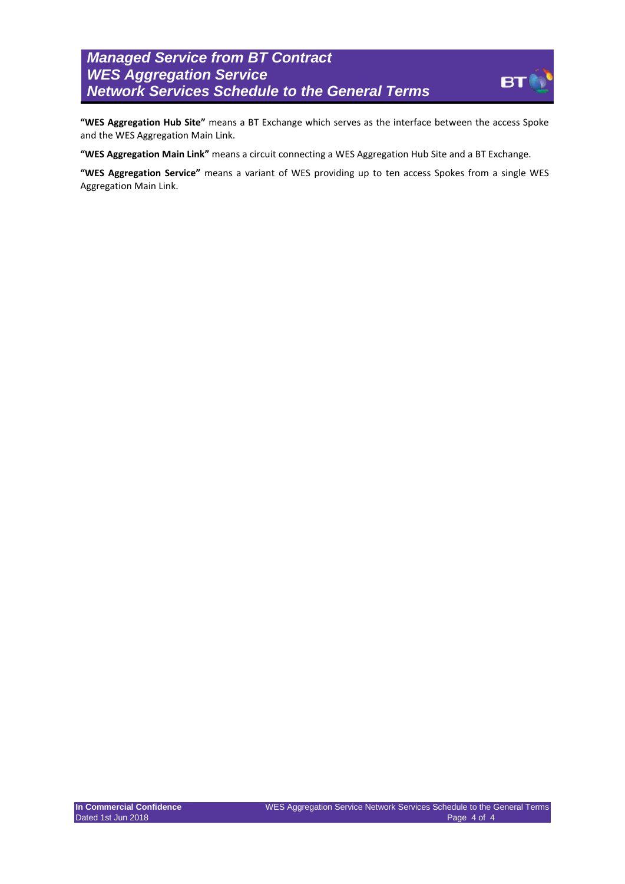**"WES Aggregation Hub Site"** means a BT Exchange which serves as the interface between the access Spoke and the WES Aggregation Main Link.

**"WES Aggregation Main Link"** means a circuit connecting a WES Aggregation Hub Site and a BT Exchange.

**"WES Aggregation Service"** means a variant of WES providing up to ten access Spokes from a single WES Aggregation Main Link.